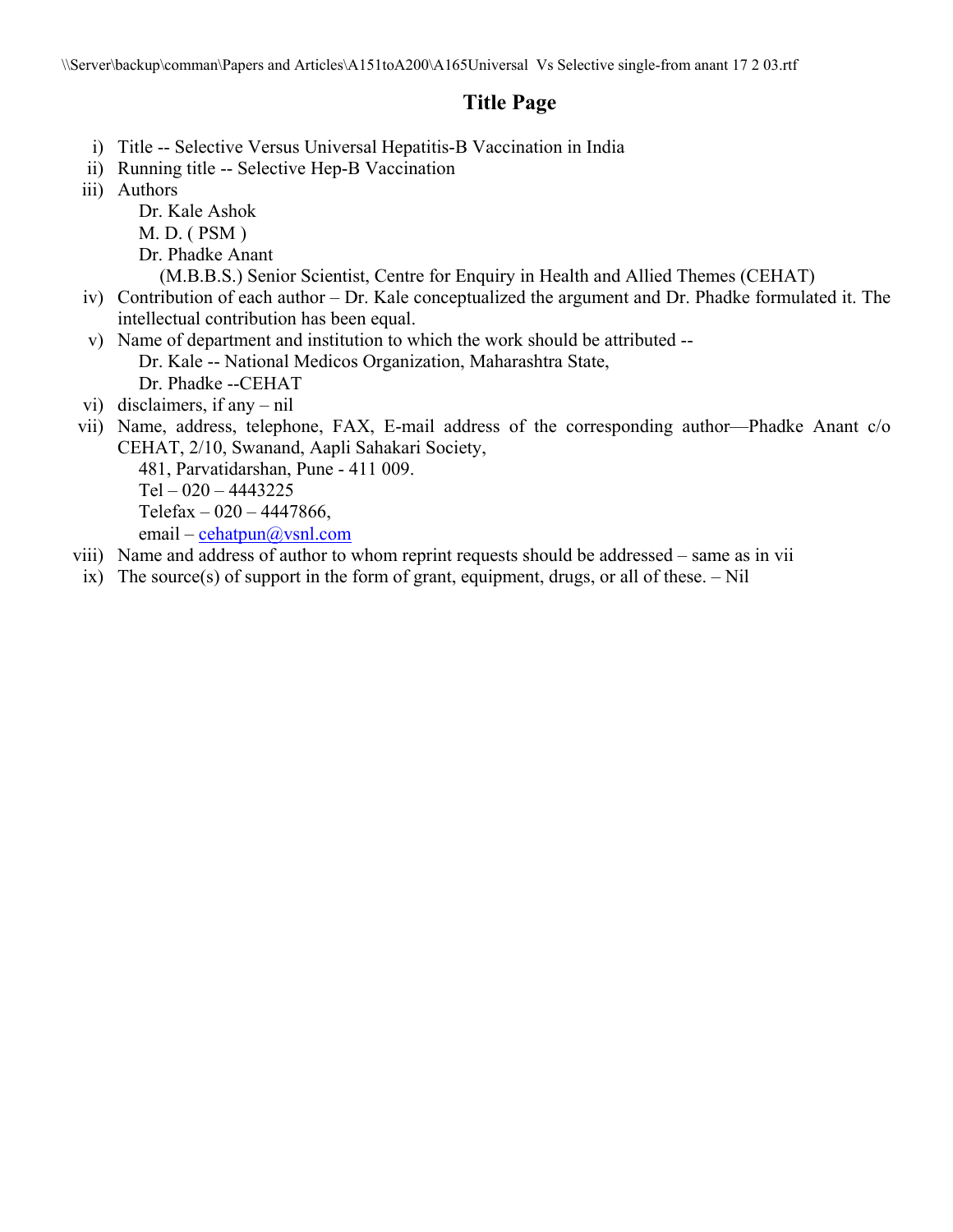\\Server\backup\comman\Papers and Articles\A151toA200\A165Universal  Vs Selective single-from anant 17 2 03.rtf

# Title Page

i) Title -- Selective Versus Universal Hepatitis-B Vaccination in India

ii) Running title -- Selective Hep-B Vaccination

iii) Authors

    Dr. Kale Ashok
    M. D. ( PSM )
    Dr. Phadke Anant
    (M.B.B.S.) Senior Scientist, Centre for Enquiry in Health and Allied Themes (CEHAT)

iv) Contribution of each author – Dr. Kale conceptualized the argument and Dr. Phadke formulated it. The intellectual contribution has been equal.

v) Name of department and institution to which the work should be attributed --

    Dr. Kale -- National Medicos Organization, Maharashtra State,
    Dr. Phadke --CEHAT

vi) disclaimers, if any – nil

vii) Name, address, telephone, FAX, E-mail address of the corresponding author—Phadke Anant c/o CEHAT, 2/10, Swanand, Aapli Sahakari Society,

    481, Parvatidarshan, Pune - 411 009.
    Tel – 020 – 4443225
    Telefax – 020 – 4447866,
    email – cehatpun@vsnl.com

viii) Name and address of author to whom reprint requests should be addressed – same as in vii

ix) The source(s) of support in the form of grant, equipment, drugs, or all of these. – Nil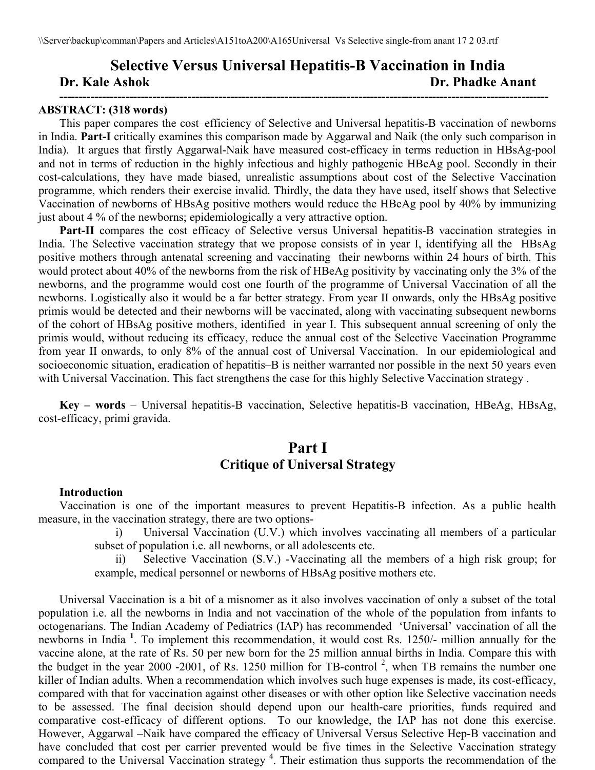# Selective Versus Universal Hepatitis-B Vaccination in India

**Dr. Kale Ashok** **Dr. Phadke Anant**

---

**ABSTRACT: (318 words)**

This paper compares the cost–efficiency of Selective and Universal hepatitis-B vaccination of newborns in India. **Part-I** critically examines this comparison made by Aggarwal and Naik (the only such comparison in India). It argues that firstly Aggarwal-Naik have measured cost-efficacy in terms reduction in HBsAg-pool and not in terms of reduction in the highly infectious and highly pathogenic HBeAg pool. Secondly in their cost-calculations, they have made biased, unrealistic assumptions about cost of the Selective Vaccination programme, which renders their exercise invalid. Thirdly, the data they have used, itself shows that Selective Vaccination of newborns of HBsAg positive mothers would reduce the HBeAg pool by 40% by immunizing just about 4 % of the newborns; epidemiologically a very attractive option.

**Part-II** compares the cost efficacy of Selective versus Universal hepatitis-B vaccination strategies in India. The Selective vaccination strategy that we propose consists of in year I, identifying all the HBsAg positive mothers through antenatal screening and vaccinating their newborns within 24 hours of birth. This would protect about 40% of the newborns from the risk of HBeAg positivity by vaccinating only the 3% of the newborns, and the programme would cost one fourth of the programme of Universal Vaccination of all the newborns. Logistically also it would be a far better strategy. From year II onwards, only the HBsAg positive primis would be detected and their newborns will be vaccinated, along with vaccinating subsequent newborns of the cohort of HBsAg positive mothers, identified in year I. This subsequent annual screening of only the primis would, without reducing its efficacy, reduce the annual cost of the Selective Vaccination Programme from year II onwards, to only 8% of the annual cost of Universal Vaccination. In our epidemiological and socioeconomic situation, eradication of hepatitis–B is neither warranted nor possible in the next 50 years even with Universal Vaccination. This fact strengthens the case for this highly Selective Vaccination strategy .

**Key – words** – Universal hepatitis-B vaccination, Selective hepatitis-B vaccination, HBeAg, HBsAg, cost-efficacy, primi gravida.

## Part I

### Critique of Universal Strategy

**Introduction**

Vaccination is one of the important measures to prevent Hepatitis-B infection. As a public health measure, in the vaccination strategy, there are two options-

i) Universal Vaccination (U.V.) which involves vaccinating all members of a particular subset of population i.e. all newborns, or all adolescents etc.

ii) Selective Vaccination (S.V.) -Vaccinating all the members of a high risk group; for example, medical personnel or newborns of HBsAg positive mothers etc.

Universal Vaccination is a bit of a misnomer as it also involves vaccination of only a subset of the total population i.e. all the newborns in India and not vaccination of the whole of the population from infants to octogenarians. The Indian Academy of Pediatrics (IAP) has recommended 'Universal' vaccination of all the newborns in India [1]. To implement this recommendation, it would cost Rs. 1250/- million annually for the vaccine alone, at the rate of Rs. 50 per new born for the 25 million annual births in India. Compare this with the budget in the year 2000 -2001, of Rs. 1250 million for TB-control [2], when TB remains the number one killer of Indian adults. When a recommendation which involves such huge expenses is made, its cost-efficacy, compared with that for vaccination against other diseases or with other option like Selective vaccination needs to be assessed. The final decision should depend upon our health-care priorities, funds required and comparative cost-efficacy of different options. To our knowledge, the IAP has not done this exercise. However, Aggarwal –Naik have compared the efficacy of Universal Versus Selective Hep-B vaccination and have concluded that cost per carrier prevented would be five times in the Selective Vaccination strategy compared to the Universal Vaccination strategy [4]. Their estimation thus supports the recommendation of the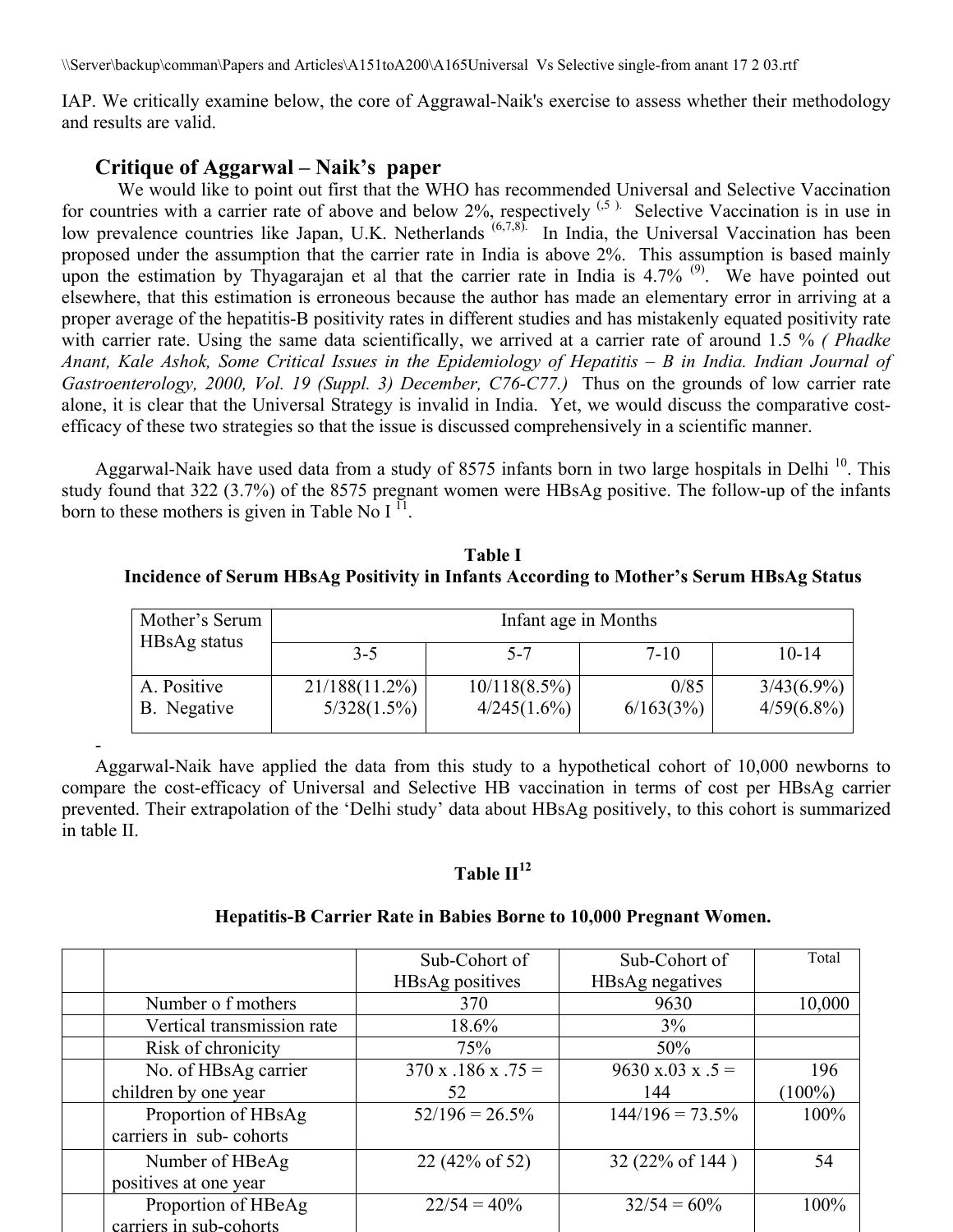IAP. We critically examine below, the core of Aggrawal-Naik's exercise to assess whether their methodology and results are valid.

### Critique of Aggarwal – Naik's paper

We would like to point out first that the WHO has recommended Universal and Selective Vaccination for countries with a carrier rate of above and below 2%, respectively [5]. Selective Vaccination is in use in low prevalence countries like Japan, U.K. Netherlands [6,7,8]. In India, the Universal Vaccination has been proposed under the assumption that the carrier rate in India is above 2%. This assumption is based mainly upon the estimation by Thyagarajan et al that the carrier rate in India is 4.7% [9]. We have pointed out elsewhere, that this estimation is erroneous because the author has made an elementary error in arriving at a proper average of the hepatitis-B positivity rates in different studies and has mistakenly equated positivity rate with carrier rate. Using the same data scientifically, we arrived at a carrier rate of around 1.5 % *( Phadke Anant, Kale Ashok, Some Critical Issues in the Epidemiology of Hepatitis – B in India. Indian Journal of Gastroenterology, 2000, Vol. 19 (Suppl. 3) December, C76-C77.)* Thus on the grounds of low carrier rate alone, it is clear that the Universal Strategy is invalid in India. Yet, we would discuss the comparative cost-efficacy of these two strategies so that the issue is discussed comprehensively in a scientific manner.

Aggarwal-Naik have used data from a study of 8575 infants born in two large hospitals in Delhi [10]. This study found that 322 (3.7%) of the 8575 pregnant women were HBsAg positive. The follow-up of the infants born to these mothers is given in Table No I [11].

**Table I**
**Incidence of Serum HBsAg Positivity in Infants According to Mother's Serum HBsAg Status**

| Mother's Serum HBsAg status | Infant age in Months | | | |
|---|---|---|---|---|
| | 3-5 | 5-7 | 7-10 | 10-14 |
| A. Positive | 21/188(11.2%) | 10/118(8.5%) | 0/85 | 3/43(6.9%) |
| B. Negative | 5/328(1.5%) | 4/245(1.6%) | 6/163(3%) | 4/59(6.8%) |

Aggarwal-Naik have applied the data from this study to a hypothetical cohort of 10,000 newborns to compare the cost-efficacy of Universal and Selective HB vaccination in terms of cost per HBsAg carrier prevented. Their extrapolation of the 'Delhi study' data about HBsAg positively, to this cohort is summarized in table II.

**Table II[12]**

**Hepatitis-B Carrier Rate in Babies Borne to 10,000 Pregnant Women.**

| | | Sub-Cohort of HBsAg positives | Sub-Cohort of HBsAg negatives | Total |
|---|---|---|---|---|
| | Number o f mothers | 370 | 9630 | 10,000 |
| | Vertical transmission rate | 18.6% | 3% | |
| | Risk of chronicity | 75% | 50% | |
| | No. of HBsAg carrier children by one year | 370 x .186 x .75 = 52 | 9630 x.03 x .5 = 144 | 196 (100%) |
| | Proportion of HBsAg carriers in sub- cohorts | 52/196 = 26.5% | 144/196 = 73.5% | 100% |
| | Number of HBeAg positives at one year | 22 (42% of 52) | 32 (22% of 144 ) | 54 |
| | Proportion of HBeAg carriers in sub-cohorts | 22/54 = 40% | 32/54 = 60% | 100% |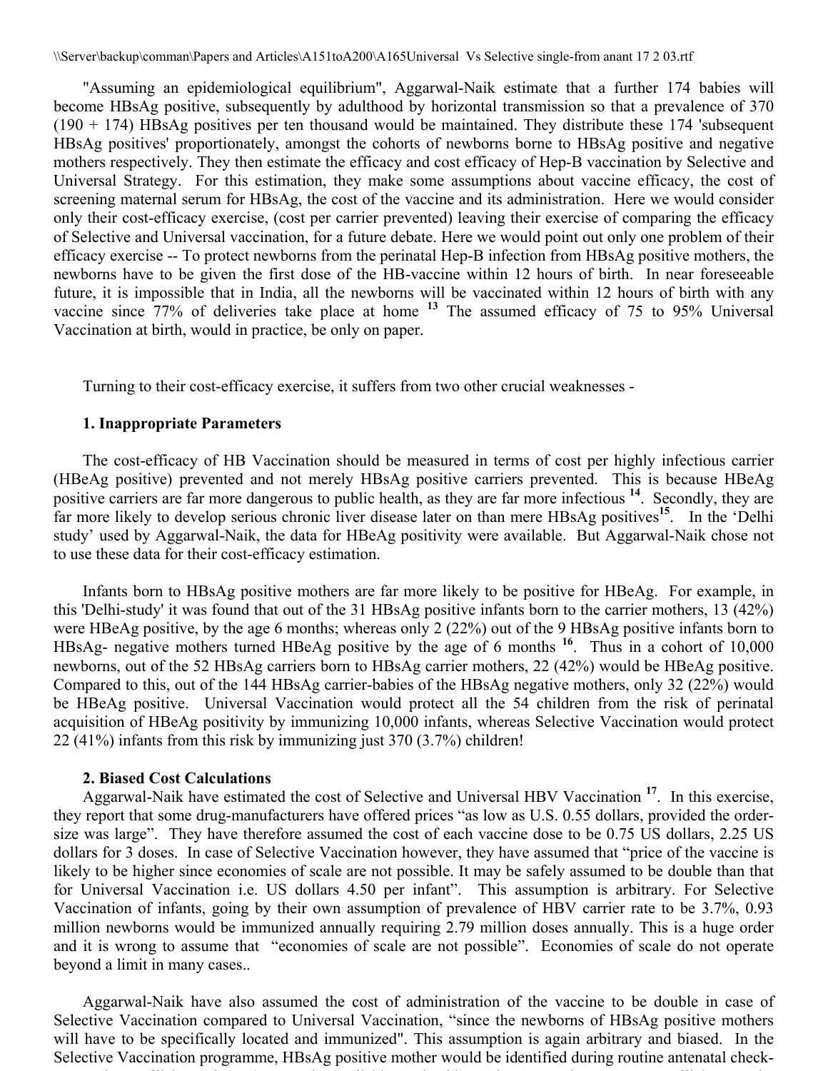"Assuming an epidemiological equilibrium", Aggarwal-Naik estimate that a further 174 babies will become HBsAg positive, subsequently by adulthood by horizontal transmission so that a prevalence of 370 (190 + 174) HBsAg positives per ten thousand would be maintained. They distribute these 174 'subsequent HBsAg positives' proportionately, amongst the cohorts of newborns borne to HBsAg positive and negative mothers respectively. They then estimate the efficacy and cost efficacy of Hep-B vaccination by Selective and Universal Strategy. For this estimation, they make some assumptions about vaccine efficacy, the cost of screening maternal serum for HBsAg, the cost of the vaccine and its administration. Here we would consider only their cost-efficacy exercise, (cost per carrier prevented) leaving their exercise of comparing the efficacy of Selective and Universal vaccination, for a future debate. Here we would point out only one problem of their efficacy exercise -- To protect newborns from the perinatal Hep-B infection from HBsAg positive mothers, the newborns have to be given the first dose of the HB-vaccine within 12 hours of birth. In near foreseeable future, it is impossible that in India, all the newborns will be vaccinated within 12 hours of birth with any vaccine since 77% of deliveries take place at home [13] The assumed efficacy of 75 to 95% Universal Vaccination at birth, would in practice, be only on paper.

Turning to their cost-efficacy exercise, it suffers from two other crucial weaknesses -

**1. Inappropriate Parameters**

The cost-efficacy of HB Vaccination should be measured in terms of cost per highly infectious carrier (HBeAg positive) prevented and not merely HBsAg positive carriers prevented. This is because HBeAg positive carriers are far more dangerous to public health, as they are far more infectious [14]. Secondly, they are far more likely to develop serious chronic liver disease later on than mere HBsAg positives[15]. In the 'Delhi study' used by Aggarwal-Naik, the data for HBeAg positivity were available. But Aggarwal-Naik chose not to use these data for their cost-efficacy estimation.

Infants born to HBsAg positive mothers are far more likely to be positive for HBeAg. For example, in this 'Delhi-study' it was found that out of the 31 HBsAg positive infants born to the carrier mothers, 13 (42%) were HBeAg positive, by the age 6 months; whereas only 2 (22%) out of the 9 HBsAg positive infants born to HBsAg- negative mothers turned HBeAg positive by the age of 6 months [16]. Thus in a cohort of 10,000 newborns, out of the 52 HBsAg carriers born to HBsAg carrier mothers, 22 (42%) would be HBeAg positive. Compared to this, out of the 144 HBsAg carrier-babies of the HBsAg negative mothers, only 32 (22%) would be HBeAg positive. Universal Vaccination would protect all the 54 children from the risk of perinatal acquisition of HBeAg positivity by immunizing 10,000 infants, whereas Selective Vaccination would protect 22 (41%) infants from this risk by immunizing just 370 (3.7%) children!

**2. Biased Cost Calculations**

Aggarwal-Naik have estimated the cost of Selective and Universal HBV Vaccination [17]. In this exercise, they report that some drug-manufacturers have offered prices "as low as U.S. 0.55 dollars, provided the order-size was large". They have therefore assumed the cost of each vaccine dose to be 0.75 US dollars, 2.25 US dollars for 3 doses. In case of Selective Vaccination however, they have assumed that "price of the vaccine is likely to be higher since economies of scale are not possible. It may be safely assumed to be double than that for Universal Vaccination i.e. US dollars 4.50 per infant". This assumption is arbitrary. For Selective Vaccination of infants, going by their own assumption of prevalence of HBV carrier rate to be 3.7%, 0.93 million newborns would be immunized annually requiring 2.79 million doses annually. This is a huge order and it is wrong to assume that "economies of scale are not possible". Economies of scale do not operate beyond a limit in many cases..

Aggarwal-Naik have also assumed the cost of administration of the vaccine to be double in case of Selective Vaccination compared to Universal Vaccination, "since the newborns of HBsAg positive mothers will have to be specifically located and immunized". This assumption is again arbitrary and biased. In the Selective Vaccination programme, HBsAg positive mother would be identified during routine antenatal check-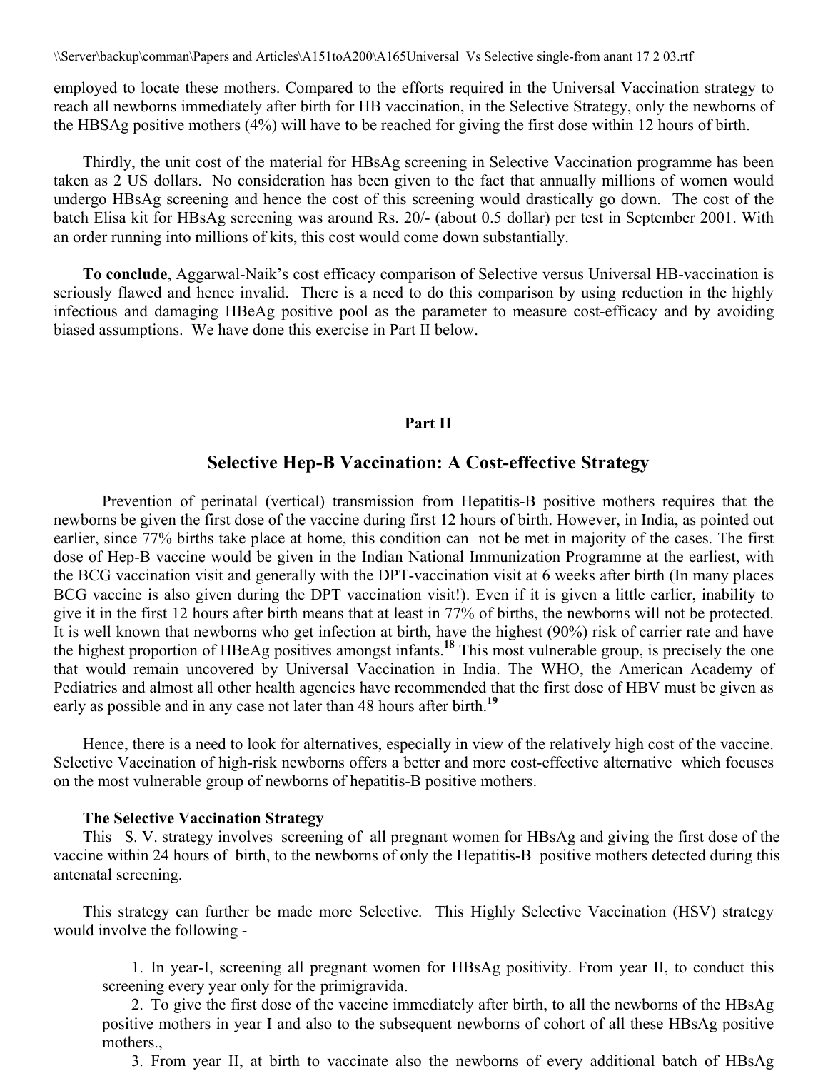employed to locate these mothers. Compared to the efforts required in the Universal Vaccination strategy to reach all newborns immediately after birth for HB vaccination, in the Selective Strategy, only the newborns of the HBSAg positive mothers (4%) will have to be reached for giving the first dose within 12 hours of birth.

Thirdly, the unit cost of the material for HBsAg screening in Selective Vaccination programme has been taken as 2 US dollars. No consideration has been given to the fact that annually millions of women would undergo HBsAg screening and hence the cost of this screening would drastically go down. The cost of the batch Elisa kit for HBsAg screening was around Rs. 20/- (about 0.5 dollar) per test in September 2001. With an order running into millions of kits, this cost would come down substantially.

**To conclude**, Aggarwal-Naik's cost efficacy comparison of Selective versus Universal HB-vaccination is seriously flawed and hence invalid. There is a need to do this comparison by using reduction in the highly infectious and damaging HBeAg positive pool as the parameter to measure cost-efficacy and by avoiding biased assumptions. We have done this exercise in Part II below.

## Part II

## Selective Hep-B Vaccination: A Cost-effective Strategy

Prevention of perinatal (vertical) transmission from Hepatitis-B positive mothers requires that the newborns be given the first dose of the vaccine during first 12 hours of birth. However, in India, as pointed out earlier, since 77% births take place at home, this condition can not be met in majority of the cases. The first dose of Hep-B vaccine would be given in the Indian National Immunization Programme at the earliest, with the BCG vaccination visit and generally with the DPT-vaccination visit at 6 weeks after birth (In many places BCG vaccine is also given during the DPT vaccination visit!). Even if it is given a little earlier, inability to give it in the first 12 hours after birth means that at least in 77% of births, the newborns will not be protected. It is well known that newborns who get infection at birth, have the highest (90%) risk of carrier rate and have the highest proportion of HBeAg positives amongst infants.[18] This most vulnerable group, is precisely the one that would remain uncovered by Universal Vaccination in India. The WHO, the American Academy of Pediatrics and almost all other health agencies have recommended that the first dose of HBV must be given as early as possible and in any case not later than 48 hours after birth.[19]

Hence, there is a need to look for alternatives, especially in view of the relatively high cost of the vaccine. Selective Vaccination of high-risk newborns offers a better and more cost-effective alternative which focuses on the most vulnerable group of newborns of hepatitis-B positive mothers.

**The Selective Vaccination Strategy**

This S. V. strategy involves screening of all pregnant women for HBsAg and giving the first dose of the vaccine within 24 hours of birth, to the newborns of only the Hepatitis-B positive mothers detected during this antenatal screening.

This strategy can further be made more Selective. This Highly Selective Vaccination (HSV) strategy would involve the following -

1. In year-I, screening all pregnant women for HBsAg positivity. From year II, to conduct this screening every year only for the primigravida.
2. To give the first dose of the vaccine immediately after birth, to all the newborns of the HBsAg positive mothers in year I and also to the subsequent newborns of cohort of all these HBsAg positive mothers.,
3. From year II, at birth to vaccinate also the newborns of every additional batch of HBsAg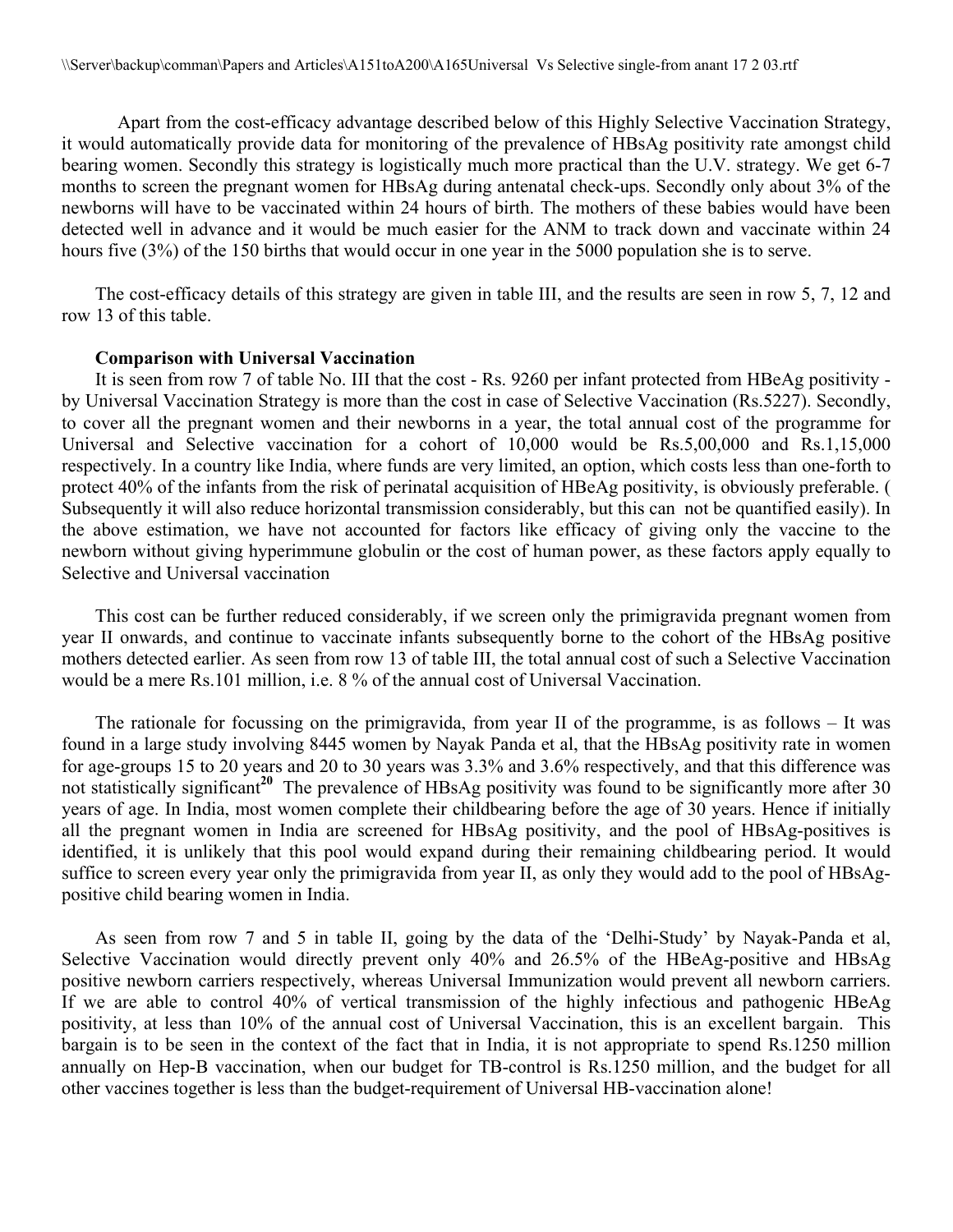Apart from the cost-efficacy advantage described below of this Highly Selective Vaccination Strategy, it would automatically provide data for monitoring of the prevalence of HBsAg positivity rate amongst child bearing women. Secondly this strategy is logistically much more practical than the U.V. strategy. We get 6-7 months to screen the pregnant women for HBsAg during antenatal check-ups. Secondly only about 3% of the newborns will have to be vaccinated within 24 hours of birth. The mothers of these babies would have been detected well in advance and it would be much easier for the ANM to track down and vaccinate within 24 hours five (3%) of the 150 births that would occur in one year in the 5000 population she is to serve.

The cost-efficacy details of this strategy are given in table III, and the results are seen in row 5, 7, 12 and row 13 of this table.

**Comparison with Universal Vaccination**

It is seen from row 7 of table No. III that the cost - Rs. 9260 per infant protected from HBeAg positivity - by Universal Vaccination Strategy is more than the cost in case of Selective Vaccination (Rs.5227). Secondly, to cover all the pregnant women and their newborns in a year, the total annual cost of the programme for Universal and Selective vaccination for a cohort of 10,000 would be Rs.5,00,000 and Rs.1,15,000 respectively. In a country like India, where funds are very limited, an option, which costs less than one-forth to protect 40% of the infants from the risk of perinatal acquisition of HBeAg positivity, is obviously preferable. ( Subsequently it will also reduce horizontal transmission considerably, but this can not be quantified easily). In the above estimation, we have not accounted for factors like efficacy of giving only the vaccine to the newborn without giving hyperimmune globulin or the cost of human power, as these factors apply equally to Selective and Universal vaccination

This cost can be further reduced considerably, if we screen only the primigravida pregnant women from year II onwards, and continue to vaccinate infants subsequently borne to the cohort of the HBsAg positive mothers detected earlier. As seen from row 13 of table III, the total annual cost of such a Selective Vaccination would be a mere Rs.101 million, i.e. 8 % of the annual cost of Universal Vaccination.

The rationale for focussing on the primigravida, from year II of the programme, is as follows – It was found in a large study involving 8445 women by Nayak Panda et al, that the HBsAg positivity rate in women for age-groups 15 to 20 years and 20 to 30 years was 3.3% and 3.6% respectively, and that this difference was not statistically significant[20] The prevalence of HBsAg positivity was found to be significantly more after 30 years of age. In India, most women complete their childbearing before the age of 30 years. Hence if initially all the pregnant women in India are screened for HBsAg positivity, and the pool of HBsAg-positives is identified, it is unlikely that this pool would expand during their remaining childbearing period. It would suffice to screen every year only the primigravida from year II, as only they would add to the pool of HBsAg-positive child bearing women in India.

As seen from row 7 and 5 in table II, going by the data of the 'Delhi-Study' by Nayak-Panda et al, Selective Vaccination would directly prevent only 40% and 26.5% of the HBeAg-positive and HBsAg positive newborn carriers respectively, whereas Universal Immunization would prevent all newborn carriers. If we are able to control 40% of vertical transmission of the highly infectious and pathogenic HBeAg positivity, at less than 10% of the annual cost of Universal Vaccination, this is an excellent bargain. This bargain is to be seen in the context of the fact that in India, it is not appropriate to spend Rs.1250 million annually on Hep-B vaccination, when our budget for TB-control is Rs.1250 million, and the budget for all other vaccines together is less than the budget-requirement of Universal HB-vaccination alone!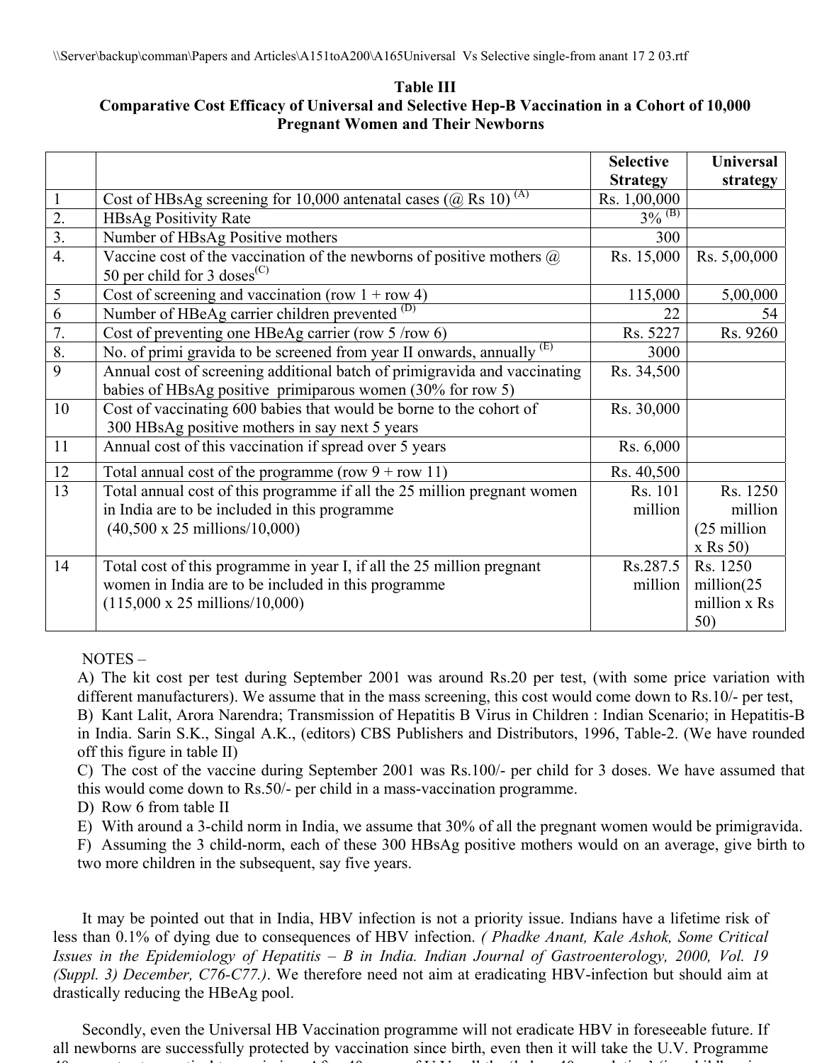**Table III**
**Comparative Cost Efficacy of Universal and Selective Hep-B Vaccination in a Cohort of 10,000 Pregnant Women and Their Newborns**

| | | Selective Strategy | Universal strategy |
|---|---|---|---|
| 1 | Cost of HBsAg screening for 10,000 antenatal cases (@ Rs 10) [(A)] | Rs. 1,00,000 | |
| 2. | HBsAg Positivity Rate | 3% [(B)] | |
| 3. | Number of HBsAg Positive mothers | 300 | |
| 4. | Vaccine cost of the vaccination of the newborns of positive mothers @ 50 per child for 3 doses[(C)] | Rs. 15,000 | Rs. 5,00,000 |
| 5 | Cost of screening and vaccination (row 1 + row 4) | 115,000 | 5,00,000 |
| 6 | Number of HBeAg carrier children prevented [(D)] | 22 | 54 |
| 7. | Cost of preventing one HBeAg carrier (row 5 /row 6) | Rs. 5227 | Rs. 9260 |
| 8. | No. of primi gravida to be screened from year II onwards, annually [(E)] | 3000 | |
| 9 | Annual cost of screening additional batch of primigravida and vaccinating babies of HBsAg positive primiparous women (30% for row 5) | Rs. 34,500 | |
| 10 | Cost of vaccinating 600 babies that would be borne to the cohort of 300 HBsAg positive mothers in say next 5 years | Rs. 30,000 | |
| 11 | Annual cost of this vaccination if spread over 5 years | Rs. 6,000 | |
| 12 | Total annual cost of the programme (row 9 + row 11) | Rs. 40,500 | |
| 13 | Total annual cost of this programme if all the 25 million pregnant women in India are to be included in this programme (40,500 x 25 millions/10,000) | Rs. 101 million | Rs. 1250 million (25 million x Rs 50) |
| 14 | Total cost of this programme in year I, if all the 25 million pregnant women in India are to be included in this programme (115,000 x 25 millions/10,000) | Rs.287.5 million | Rs. 1250 million(25 million x Rs 50) |

NOTES –

A) The kit cost per test during September 2001 was around Rs.20 per test, (with some price variation with different manufacturers). We assume that in the mass screening, this cost would come down to Rs.10/- per test,
B) Kant Lalit, Arora Narendra; Transmission of Hepatitis B Virus in Children : Indian Scenario; in Hepatitis-B in India. Sarin S.K., Singal A.K., (editors) CBS Publishers and Distributors, 1996, Table-2. (We have rounded off this figure in table II)
C) The cost of the vaccine during September 2001 was Rs.100/- per child for 3 doses. We have assumed that this would come down to Rs.50/- per child in a mass-vaccination programme.
D) Row 6 from table II
E) With around a 3-child norm in India, we assume that 30% of all the pregnant women would be primigravida.
F) Assuming the 3 child-norm, each of these 300 HBsAg positive mothers would on an average, give birth to two more children in the subsequent, say five years.

It may be pointed out that in India, HBV infection is not a priority issue. Indians have a lifetime risk of less than 0.1% of dying due to consequences of HBV infection. *( Phadke Anant, Kale Ashok, Some Critical Issues in the Epidemiology of Hepatitis – B in India. Indian Journal of Gastroenterology, 2000, Vol. 19 (Suppl. 3) December, C76-C77.)*. We therefore need not aim at eradicating HBV-infection but should aim at drastically reducing the HBeAg pool.

Secondly, even the Universal HB Vaccination programme will not eradicate HBV in foreseeable future. If all newborns are successfully protected by vaccination since birth, even then it will take the U.V. Programme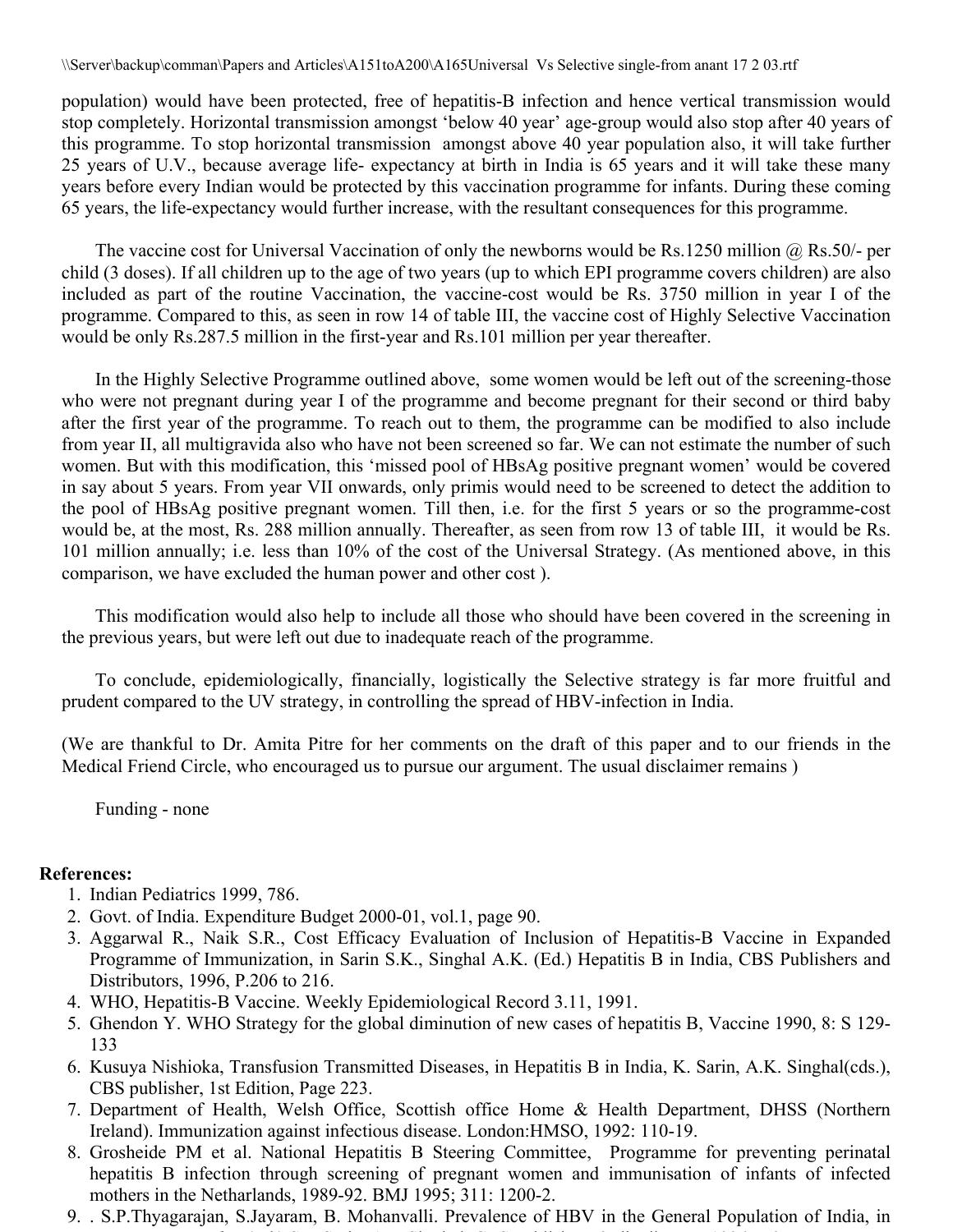population) would have been protected, free of hepatitis-B infection and hence vertical transmission would stop completely. Horizontal transmission amongst 'below 40 year' age-group would also stop after 40 years of this programme. To stop horizontal transmission amongst above 40 year population also, it will take further 25 years of U.V., because average life- expectancy at birth in India is 65 years and it will take these many years before every Indian would be protected by this vaccination programme for infants. During these coming 65 years, the life-expectancy would further increase, with the resultant consequences for this programme.

The vaccine cost for Universal Vaccination of only the newborns would be Rs.1250 million @ Rs.50/- per child (3 doses). If all children up to the age of two years (up to which EPI programme covers children) are also included as part of the routine Vaccination, the vaccine-cost would be Rs. 3750 million in year I of the programme. Compared to this, as seen in row 14 of table III, the vaccine cost of Highly Selective Vaccination would be only Rs.287.5 million in the first-year and Rs.101 million per year thereafter.

In the Highly Selective Programme outlined above, some women would be left out of the screening-those who were not pregnant during year I of the programme and become pregnant for their second or third baby after the first year of the programme. To reach out to them, the programme can be modified to also include from year II, all multigravida also who have not been screened so far. We can not estimate the number of such women. But with this modification, this 'missed pool of HBsAg positive pregnant women' would be covered in say about 5 years. From year VII onwards, only primis would need to be screened to detect the addition to the pool of HBsAg positive pregnant women. Till then, i.e. for the first 5 years or so the programme-cost would be, at the most, Rs. 288 million annually. Thereafter, as seen from row 13 of table III, it would be Rs. 101 million annually; i.e. less than 10% of the cost of the Universal Strategy. (As mentioned above, in this comparison, we have excluded the human power and other cost ).

This modification would also help to include all those who should have been covered in the screening in the previous years, but were left out due to inadequate reach of the programme.

To conclude, epidemiologically, financially, logistically the Selective strategy is far more fruitful and prudent compared to the UV strategy, in controlling the spread of HBV-infection in India.

(We are thankful to Dr. Amita Pitre for her comments on the draft of this paper and to our friends in the Medical Friend Circle, who encouraged us to pursue our argument. The usual disclaimer remains )

Funding - none

**References:**

1. Indian Pediatrics 1999, 786.
2. Govt. of India. Expenditure Budget 2000-01, vol.1, page 90.
3. Aggarwal R., Naik S.R., Cost Efficacy Evaluation of Inclusion of Hepatitis-B Vaccine in Expanded Programme of Immunization, in Sarin S.K., Singhal A.K. (Ed.) Hepatitis B in India, CBS Publishers and Distributors, 1996, P.206 to 216.
4. WHO, Hepatitis-B Vaccine. Weekly Epidemiological Record 3.11, 1991.
5. Ghendon Y. WHO Strategy for the global diminution of new cases of hepatitis B, Vaccine 1990, 8: S 129-133
6. Kusuya Nishioka, Transfusion Transmitted Diseases, in Hepatitis B in India, K. Sarin, A.K. Singhal(cds.), CBS publisher, 1st Edition, Page 223.
7. Department of Health, Welsh Office, Scottish office Home & Health Department, DHSS (Northern Ireland). Immunization against infectious disease. London:HMSO, 1992: 110-19.
8. Grosheide PM et al. National Hepatitis B Steering Committee, Programme for preventing perinatal hepatitis B infection through screening of pregnant women and immunisation of infants of infected mothers in the Netherlands, 1989-92. BMJ 1995; 311: 1200-2.
9. . S.P.Thyagarajan, S.Jayaram, B. Mohanvalli. Prevalence of HBV in the General Population of India, in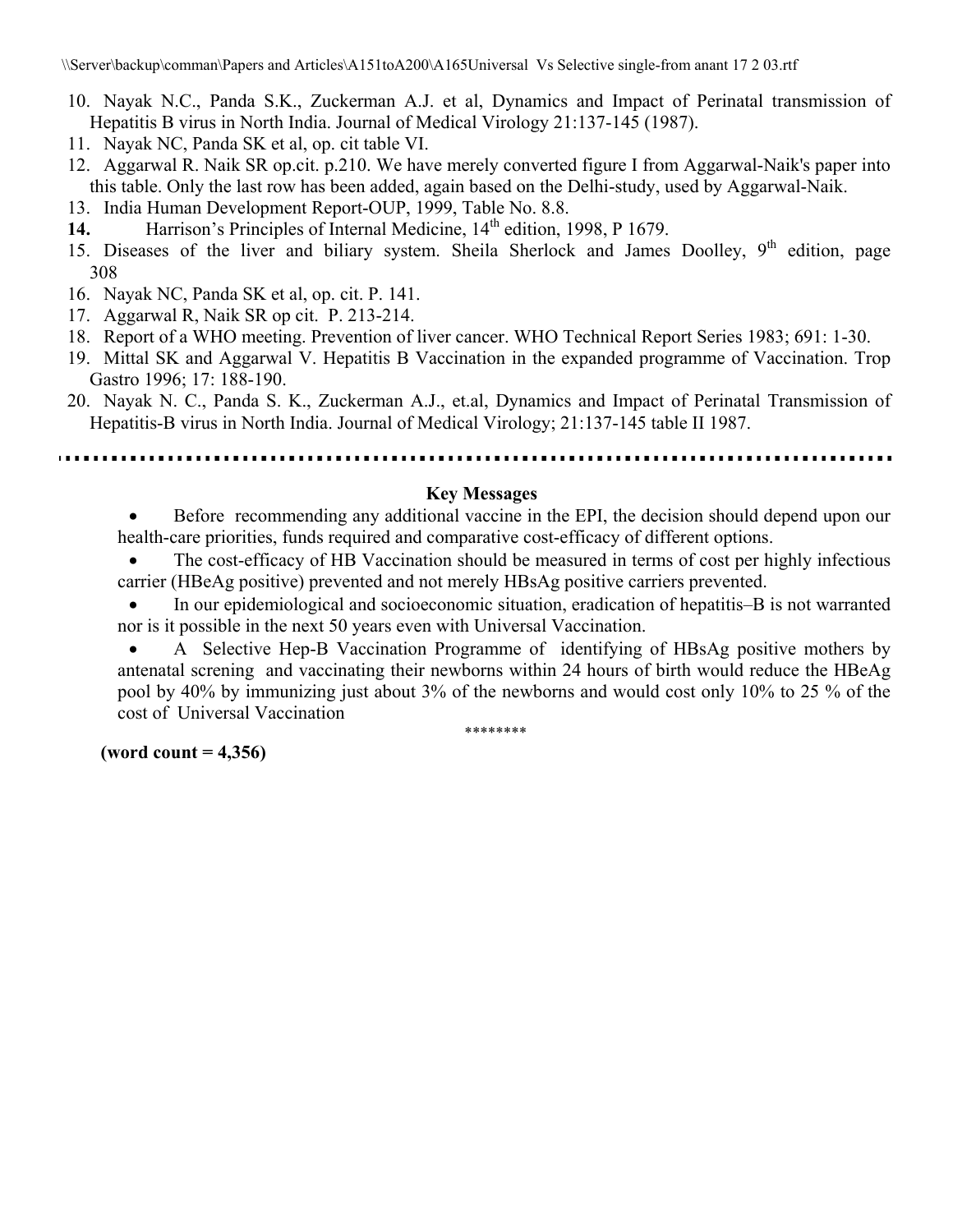10. Nayak N.C., Panda S.K., Zuckerman A.J. et al, Dynamics and Impact of Perinatal transmission of Hepatitis B virus in North India. Journal of Medical Virology 21:137-145 (1987).
11. Nayak NC, Panda SK et al, op. cit table VI.
12. Aggarwal R. Naik SR op.cit. p.210. We have merely converted figure I from Aggarwal-Naik's paper into this table. Only the last row has been added, again based on the Delhi-study, used by Aggarwal-Naik.
13. India Human Development Report-OUP, 1999, Table No. 8.8.
14. Harrison's Principles of Internal Medicine, 14th edition, 1998, P 1679.
15. Diseases of the liver and biliary system. Sheila Sherlock and James Doolley, 9th edition, page 308
16. Nayak NC, Panda SK et al, op. cit. P. 141.
17. Aggarwal R, Naik SR op cit. P. 213-214.
18. Report of a WHO meeting. Prevention of liver cancer. WHO Technical Report Series 1983; 691: 1-30.
19. Mittal SK and Aggarwal V. Hepatitis B Vaccination in the expanded programme of Vaccination. Trop Gastro 1996; 17: 188-190.
20. Nayak N. C., Panda S. K., Zuckerman A.J., et.al, Dynamics and Impact of Perinatal Transmission of Hepatitis-B virus in North India. Journal of Medical Virology; 21:137-145 table II 1987.

---

## Key Messages

- Before recommending any additional vaccine in the EPI, the decision should depend upon our health-care priorities, funds required and comparative cost-efficacy of different options.
- The cost-efficacy of HB Vaccination should be measured in terms of cost per highly infectious carrier (HBeAg positive) prevented and not merely HBsAg positive carriers prevented.
- In our epidemiological and socioeconomic situation, eradication of hepatitis–B is not warranted nor is it possible in the next 50 years even with Universal Vaccination.
- A Selective Hep-B Vaccination Programme of identifying of HBsAg positive mothers by antenatal screning and vaccinating their newborns within 24 hours of birth would reduce the HBeAg pool by 40% by immunizing just about 3% of the newborns and would cost only 10% to 25 % of the cost of Universal Vaccination

********

**(word count = 4,356)**